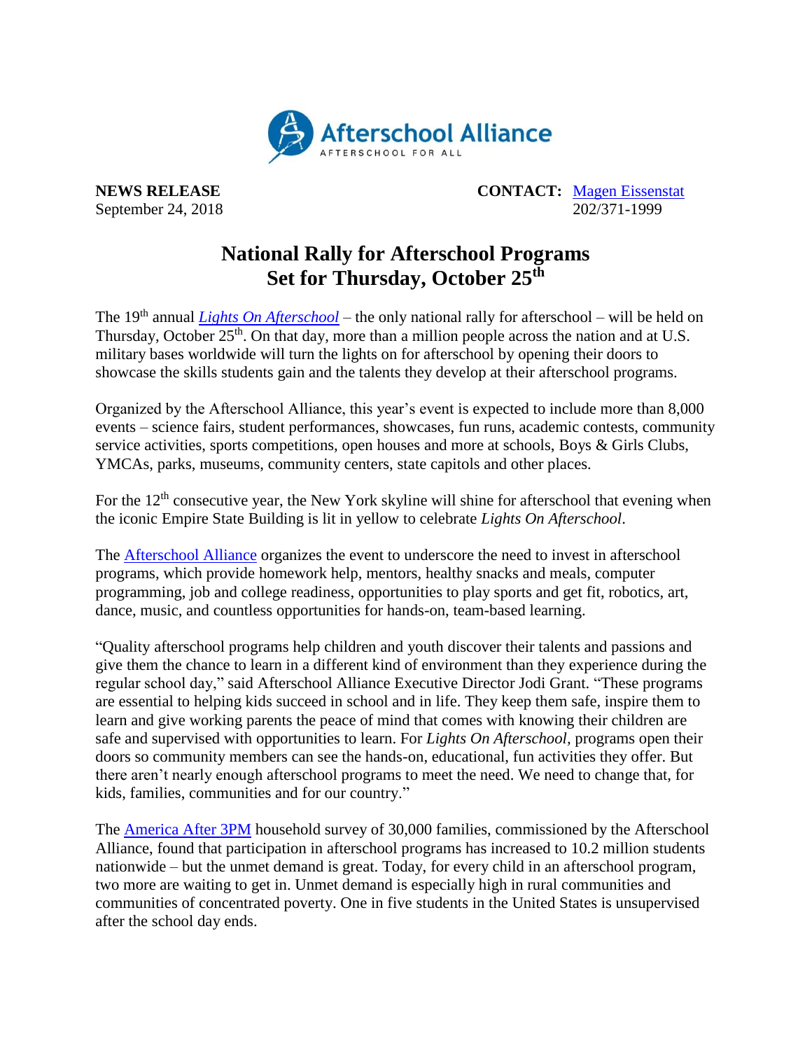Afterschool Alliance
AFTERSCHOOL FOR ALL

**NEWS RELEASE**
September 24, 2018

**CONTACT:** Magen Eissenstat
202/371-1999

# National Rally for Afterschool Programs Set for Thursday, October 25th

The 19th annual *Lights On Afterschool* – the only national rally for afterschool – will be held on Thursday, October 25th. On that day, more than a million people across the nation and at U.S. military bases worldwide will turn the lights on for afterschool by opening their doors to showcase the skills students gain and the talents they develop at their afterschool programs.

Organized by the Afterschool Alliance, this year's event is expected to include more than 8,000 events – science fairs, student performances, showcases, fun runs, academic contests, community service activities, sports competitions, open houses and more at schools, Boys & Girls Clubs, YMCAs, parks, museums, community centers, state capitols and other places.

For the 12th consecutive year, the New York skyline will shine for afterschool that evening when the iconic Empire State Building is lit in yellow to celebrate *Lights On Afterschool*.

The Afterschool Alliance organizes the event to underscore the need to invest in afterschool programs, which provide homework help, mentors, healthy snacks and meals, computer programming, job and college readiness, opportunities to play sports and get fit, robotics, art, dance, music, and countless opportunities for hands-on, team-based learning.

"Quality afterschool programs help children and youth discover their talents and passions and give them the chance to learn in a different kind of environment than they experience during the regular school day," said Afterschool Alliance Executive Director Jodi Grant. "These programs are essential to helping kids succeed in school and in life. They keep them safe, inspire them to learn and give working parents the peace of mind that comes with knowing their children are safe and supervised with opportunities to learn. For *Lights On Afterschool*, programs open their doors so community members can see the hands-on, educational, fun activities they offer. But there aren't nearly enough afterschool programs to meet the need. We need to change that, for kids, families, communities and for our country."

The America After 3PM household survey of 30,000 families, commissioned by the Afterschool Alliance, found that participation in afterschool programs has increased to 10.2 million students nationwide – but the unmet demand is great. Today, for every child in an afterschool program, two more are waiting to get in. Unmet demand is especially high in rural communities and communities of concentrated poverty. One in five students in the United States is unsupervised after the school day ends.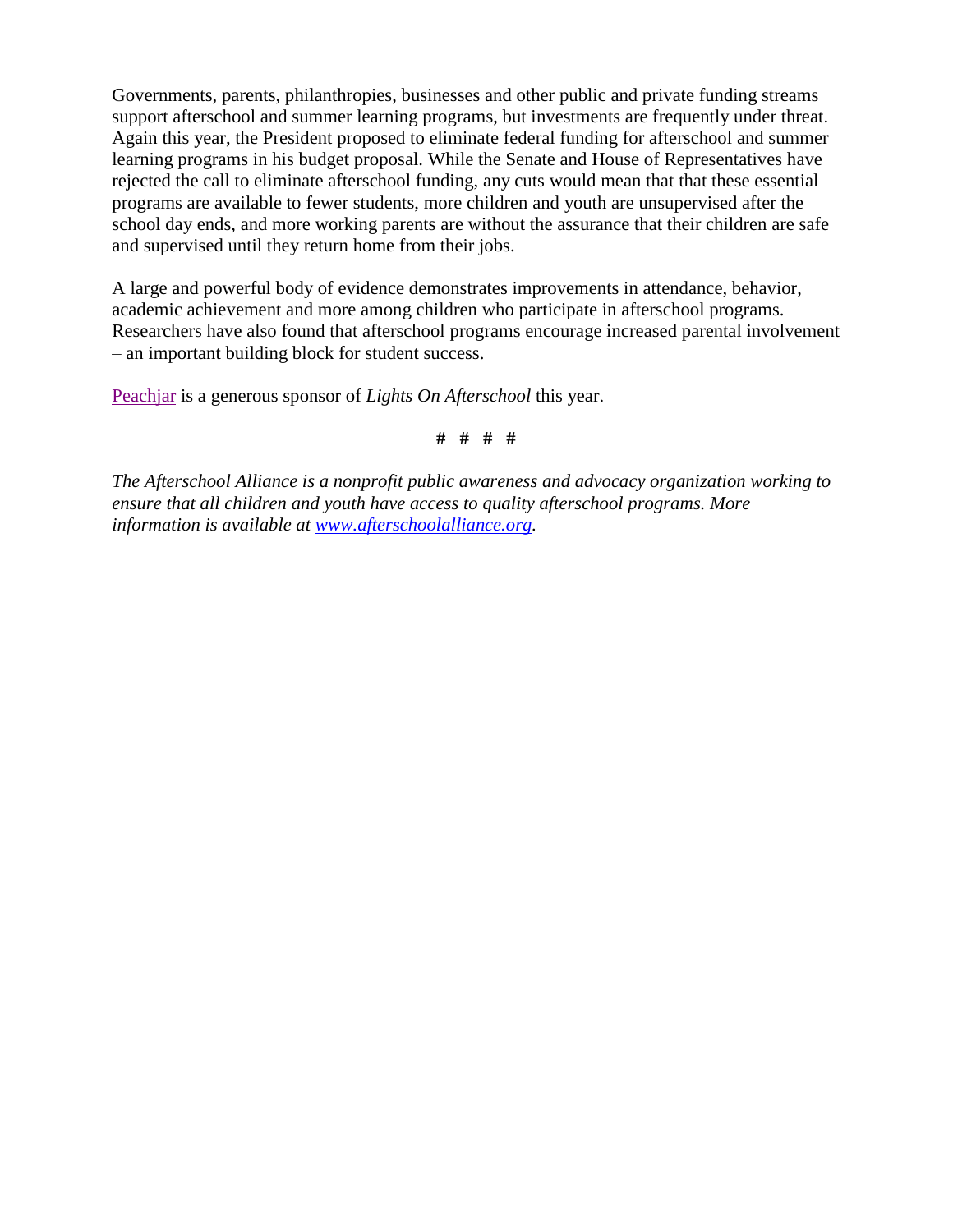Governments, parents, philanthropies, businesses and other public and private funding streams support afterschool and summer learning programs, but investments are frequently under threat. Again this year, the President proposed to eliminate federal funding for afterschool and summer learning programs in his budget proposal. While the Senate and House of Representatives have rejected the call to eliminate afterschool funding, any cuts would mean that that these essential programs are available to fewer students, more children and youth are unsupervised after the school day ends, and more working parents are without the assurance that their children are safe and supervised until they return home from their jobs.

A large and powerful body of evidence demonstrates improvements in attendance, behavior, academic achievement and more among children who participate in afterschool programs. Researchers have also found that afterschool programs encourage increased parental involvement – an important building block for student success.

Peachjar is a generous sponsor of *Lights On Afterschool* this year.

# # # #

*The Afterschool Alliance is a nonprofit public awareness and advocacy organization working to ensure that all children and youth have access to quality afterschool programs. More information is available at www.afterschoolalliance.org.*